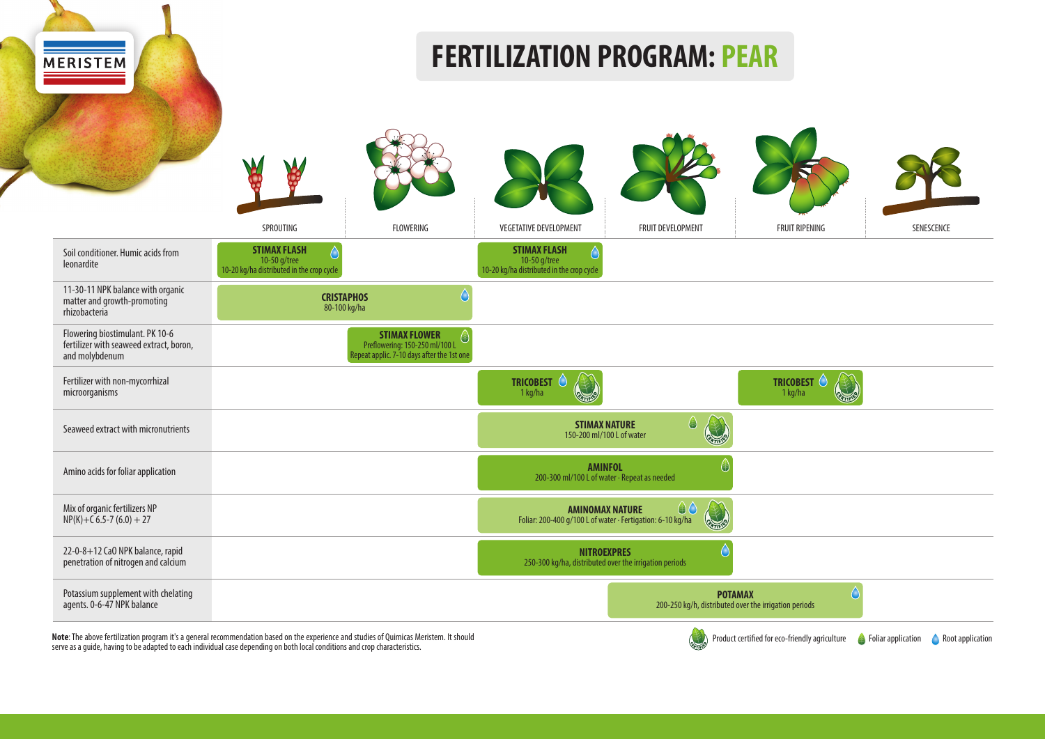# FERTILIZATION PROGRAM: PEAR

| | SPROUTING | FLOWERING | VEGETATIVE DEVELOPMENT | FRUIT DEVELOPMENT | FRUIT RIPENING | SENESCENCE |
|---|---|---|---|---|---|---|
| Soil conditioner. Humic acids from leonardite | **STIMAX FLASH** (Root application) 10-50 g/tree 10-20 kg/ha distributed in the crop cycle | | **STIMAX FLASH** (Root application) 10-50 g/tree 10-20 kg/ha distributed in the crop cycle | | | |
| 11-30-11 NPK balance with organic matter and growth-promoting rhizobacteria | **CRISTAPHOS** (Root application) 80-100 kg/ha | | | | | |
| Flowering biostimulant. PK 10-6 fertilizer with seaweed extract, boron, and molybdenum | | **STIMAX FLOWER** (Foliar application) Preflowering: 150-250 ml/100 L Repeat applic. 7-10 days after the 1st one | | | | |
| Fertilizer with non-mycorrhizal microorganisms | | | **TRICOBEST** (Root application, Certified) 1 kg/ha | | **TRICOBEST** (Root application, Certified) 1 kg/ha | |
| Seaweed extract with micronutrients | | | **STIMAX NATURE** (Foliar application, Certified) 150-200 ml/100 L of water | | | |
| Amino acids for foliar application | | | **AMINFOL** (Foliar application) 200-300 ml/100 L of water · Repeat as needed | | | |
| Mix of organic fertilizers NP NP(K)+C 6.5-7 (6.0) + 27 | | | **AMINOMAX NATURE** (Foliar and Root application, Certified) Foliar: 200-400 g/100 L of water · Fertigation: 6-10 kg/ha | | | |
| 22-0-8+12 CaO NPK balance, rapid penetration of nitrogen and calcium | | | **NITROEXPRES** (Root application) 250-300 kg/ha, distributed over the irrigation periods | | | |
| Potassium supplement with chelating agents. 0-6-47 NPK balance | | | | **POTAMAX** (Root application) 200-250 kg/h, distributed over the irrigation periods | | |

**Note**: The above fertilization program it's a general recommendation based on the experience and studies of Quimicas Meristem. It should serve as a guide, having to be adapted to each individual case depending on both local conditions and crop characteristics.

Product certified for eco-friendly agriculture · Foliar application · Root application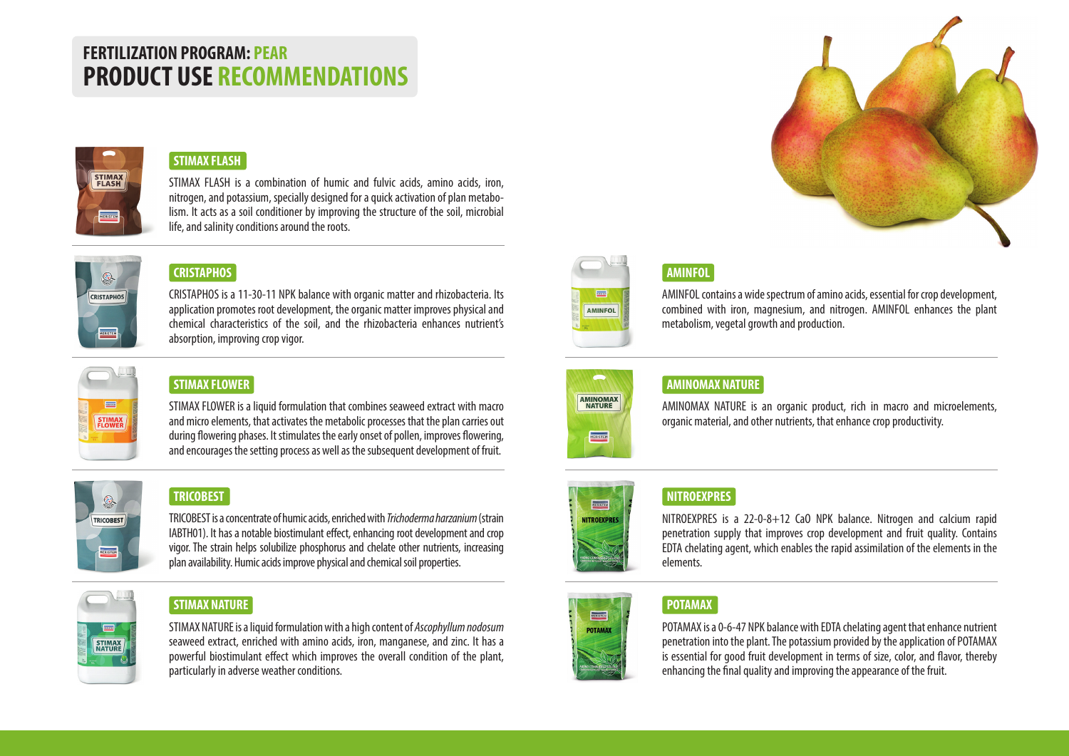# FERTILIZATION PROGRAM: PEAR

# PRODUCT USE RECOMMENDATIONS

## STIMAX FLASH

STIMAX FLASH is a combination of humic and fulvic acids, amino acids, iron, nitrogen, and potassium, specially designed for a quick activation of plan metabolism. It acts as a soil conditioner by improving the structure of the soil, microbial life, and salinity conditions around the roots.

## CRISTAPHOS

CRISTAPHOS is a 11-30-11 NPK balance with organic matter and rhizobacteria. Its application promotes root development, the organic matter improves physical and chemical characteristics of the soil, and the rhizobacteria enhances nutrient's absorption, improving crop vigor.

## STIMAX FLOWER

STIMAX FLOWER is a liquid formulation that combines seaweed extract with macro and micro elements, that activates the metabolic processes that the plan carries out during flowering phases. It stimulates the early onset of pollen, improves flowering, and encourages the setting process as well as the subsequent development of fruit.

## TRICOBEST

TRICOBEST is a concentrate of humic acids, enriched with *Trichoderma harzanium* (strain IABTH01). It has a notable biostimulant effect, enhancing root development and crop vigor. The strain helps solubilize phosphorus and chelate other nutrients, increasing plan availability. Humic acids improve physical and chemical soil properties.

## STIMAX NATURE

STIMAX NATURE is a liquid formulation with a high content of *Ascophyllum nodosum* seaweed extract, enriched with amino acids, iron, manganese, and zinc. It has a powerful biostimulant effect which improves the overall condition of the plant, particularly in adverse weather conditions.

## AMINFOL

AMINFOL contains a wide spectrum of amino acids, essential for crop development, combined with iron, magnesium, and nitrogen. AMINFOL enhances the plant metabolism, vegetal growth and production.

## AMINOMAX NATURE

AMINOMAX NATURE is an organic product, rich in macro and microelements, organic material, and other nutrients, that enhance crop productivity.

## NITROEXPRES

NITROEXPRES is a 22-0-8+12 CaO NPK balance. Nitrogen and calcium rapid penetration supply that improves crop development and fruit quality. Contains EDTA chelating agent, which enables the rapid assimilation of the elements in the elements.

## POTAMAX

POTAMAX is a 0-6-47 NPK balance with EDTA chelating agent that enhance nutrient penetration into the plant. The potassium provided by the application of POTAMAX is essential for good fruit development in terms of size, color, and flavor, thereby enhancing the final quality and improving the appearance of the fruit.